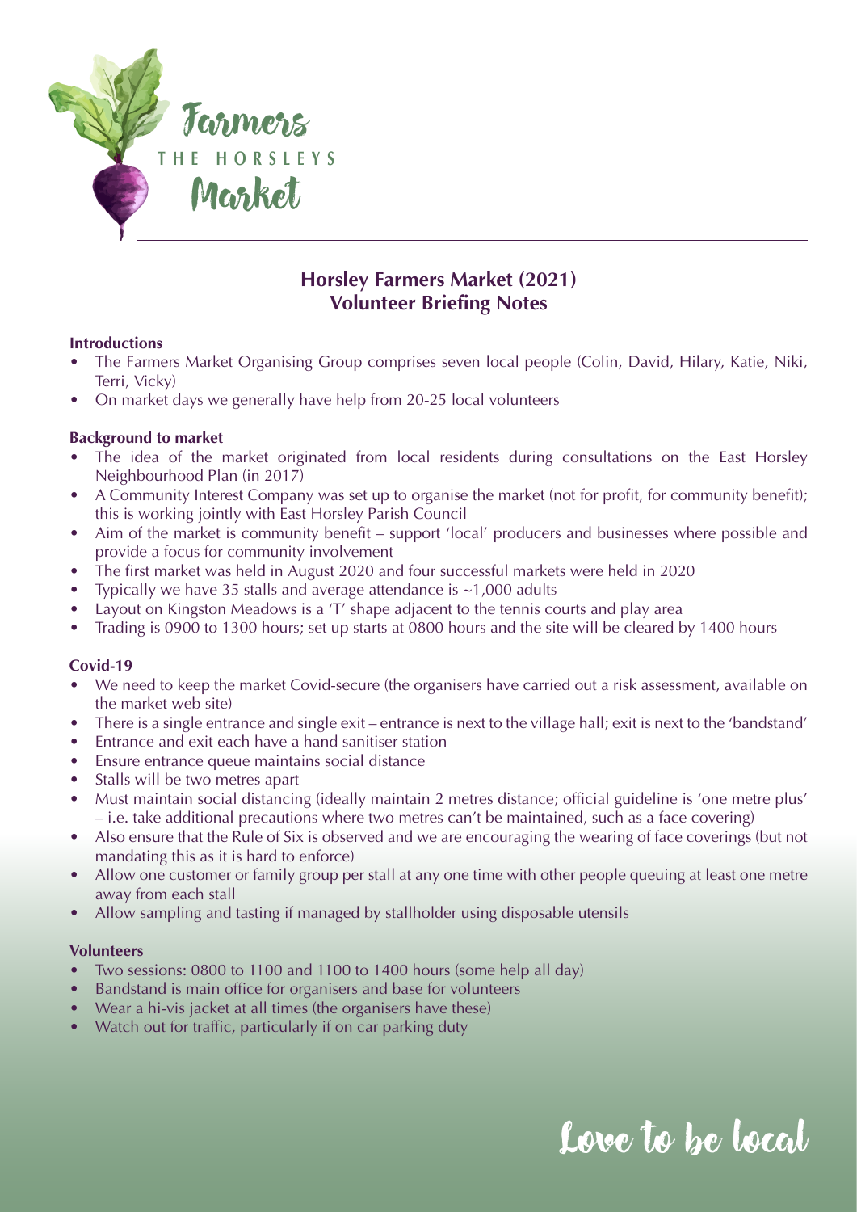Farmers
THE HORSLEYS
Market

## Horsley Farmers Market (2021)
## Volunteer Briefing Notes

**Introductions**

- The Farmers Market Organising Group comprises seven local people (Colin, David, Hilary, Katie, Niki, Terri, Vicky)
- On market days we generally have help from 20-25 local volunteers

**Background to market**

- The idea of the market originated from local residents during consultations on the East Horsley Neighbourhood Plan (in 2017)
- A Community Interest Company was set up to organise the market (not for profit, for community benefit); this is working jointly with East Horsley Parish Council
- Aim of the market is community benefit – support 'local' producers and businesses where possible and provide a focus for community involvement
- The first market was held in August 2020 and four successful markets were held in 2020
- Typically we have 35 stalls and average attendance is ~1,000 adults
- Layout on Kingston Meadows is a 'T' shape adjacent to the tennis courts and play area
- Trading is 0900 to 1300 hours; set up starts at 0800 hours and the site will be cleared by 1400 hours

**Covid-19**

- We need to keep the market Covid-secure (the organisers have carried out a risk assessment, available on the market web site)
- There is a single entrance and single exit – entrance is next to the village hall; exit is next to the 'bandstand'
- Entrance and exit each have a hand sanitiser station
- Ensure entrance queue maintains social distance
- Stalls will be two metres apart
- Must maintain social distancing (ideally maintain 2 metres distance; official guideline is 'one metre plus' – i.e. take additional precautions where two metres can't be maintained, such as a face covering)
- Also ensure that the Rule of Six is observed and we are encouraging the wearing of face coverings (but not mandating this as it is hard to enforce)
- Allow one customer or family group per stall at any one time with other people queuing at least one metre away from each stall
- Allow sampling and tasting if managed by stallholder using disposable utensils

**Volunteers**

- Two sessions: 0800 to 1100 and 1100 to 1400 hours (some help all day)
- Bandstand is main office for organisers and base for volunteers
- Wear a hi-vis jacket at all times (the organisers have these)
- Watch out for traffic, particularly if on car parking duty

Love to be local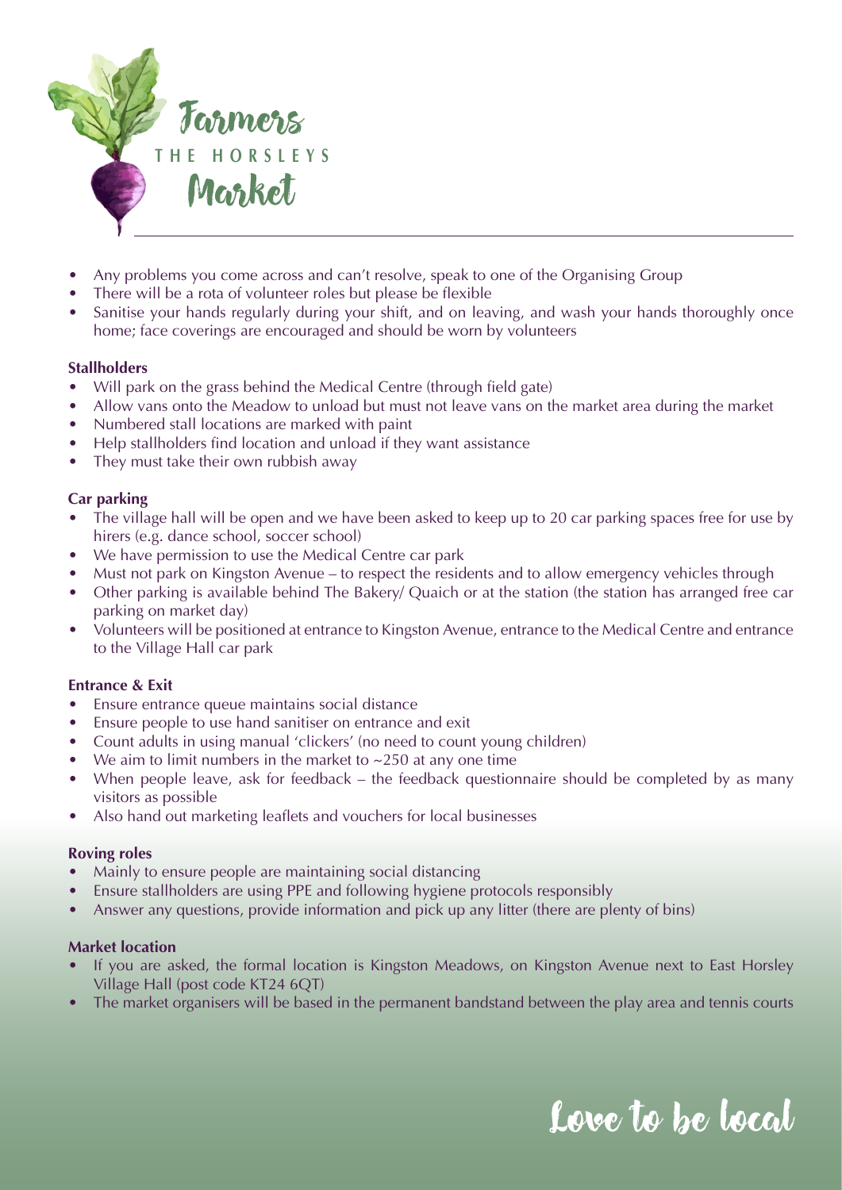# Farmers THE HORSLEYS Market

- Any problems you come across and can't resolve, speak to one of the Organising Group
- There will be a rota of volunteer roles but please be flexible
- Sanitise your hands regularly during your shift, and on leaving, and wash your hands thoroughly once home; face coverings are encouraged and should be worn by volunteers

**Stallholders**

- Will park on the grass behind the Medical Centre (through field gate)
- Allow vans onto the Meadow to unload but must not leave vans on the market area during the market
- Numbered stall locations are marked with paint
- Help stallholders find location and unload if they want assistance
- They must take their own rubbish away

**Car parking**

- The village hall will be open and we have been asked to keep up to 20 car parking spaces free for use by hirers (e.g. dance school, soccer school)
- We have permission to use the Medical Centre car park
- Must not park on Kingston Avenue – to respect the residents and to allow emergency vehicles through
- Other parking is available behind The Bakery/ Quaich or at the station (the station has arranged free car parking on market day)
- Volunteers will be positioned at entrance to Kingston Avenue, entrance to the Medical Centre and entrance to the Village Hall car park

**Entrance & Exit**

- Ensure entrance queue maintains social distance
- Ensure people to use hand sanitiser on entrance and exit
- Count adults in using manual 'clickers' (no need to count young children)
- We aim to limit numbers in the market to ~250 at any one time
- When people leave, ask for feedback – the feedback questionnaire should be completed by as many visitors as possible
- Also hand out marketing leaflets and vouchers for local businesses

**Roving roles**

- Mainly to ensure people are maintaining social distancing
- Ensure stallholders are using PPE and following hygiene protocols responsibly
- Answer any questions, provide information and pick up any litter (there are plenty of bins)

**Market location**

- If you are asked, the formal location is Kingston Meadows, on Kingston Avenue next to East Horsley Village Hall (post code KT24 6QT)
- The market organisers will be based in the permanent bandstand between the play area and tennis courts

Love to be local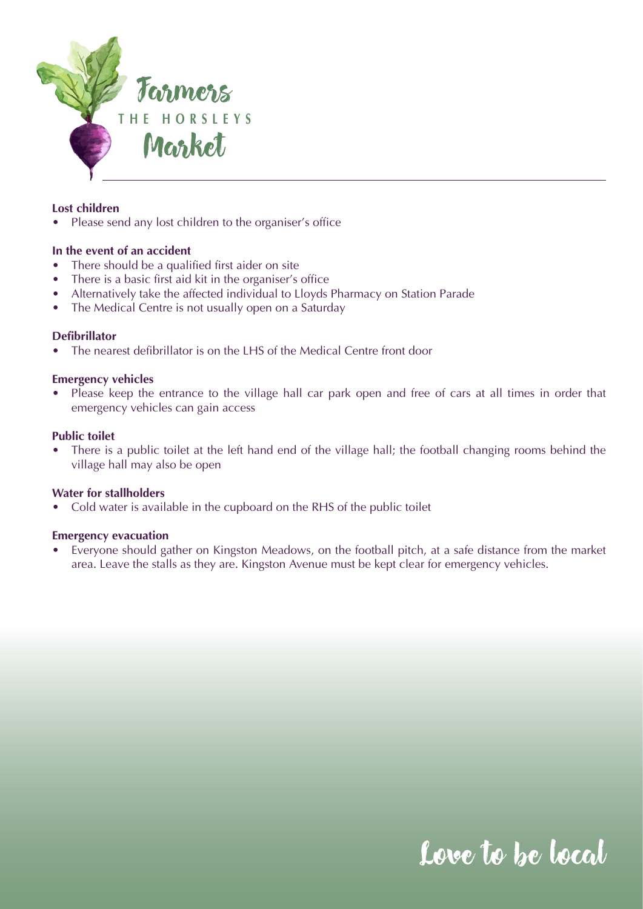Farmers

THE HORSLEYS

Market

**Lost children**

- Please send any lost children to the organiser's office

**In the event of an accident**

- There should be a qualified first aider on site
- There is a basic first aid kit in the organiser's office
- Alternatively take the affected individual to Lloyds Pharmacy on Station Parade
- The Medical Centre is not usually open on a Saturday

**Defibrillator**

- The nearest defibrillator is on the LHS of the Medical Centre front door

**Emergency vehicles**

- Please keep the entrance to the village hall car park open and free of cars at all times in order that emergency vehicles can gain access

**Public toilet**

- There is a public toilet at the left hand end of the village hall; the football changing rooms behind the village hall may also be open

**Water for stallholders**

- Cold water is available in the cupboard on the RHS of the public toilet

**Emergency evacuation**

- Everyone should gather on Kingston Meadows, on the football pitch, at a safe distance from the market area. Leave the stalls as they are. Kingston Avenue must be kept clear for emergency vehicles.

Love to be local